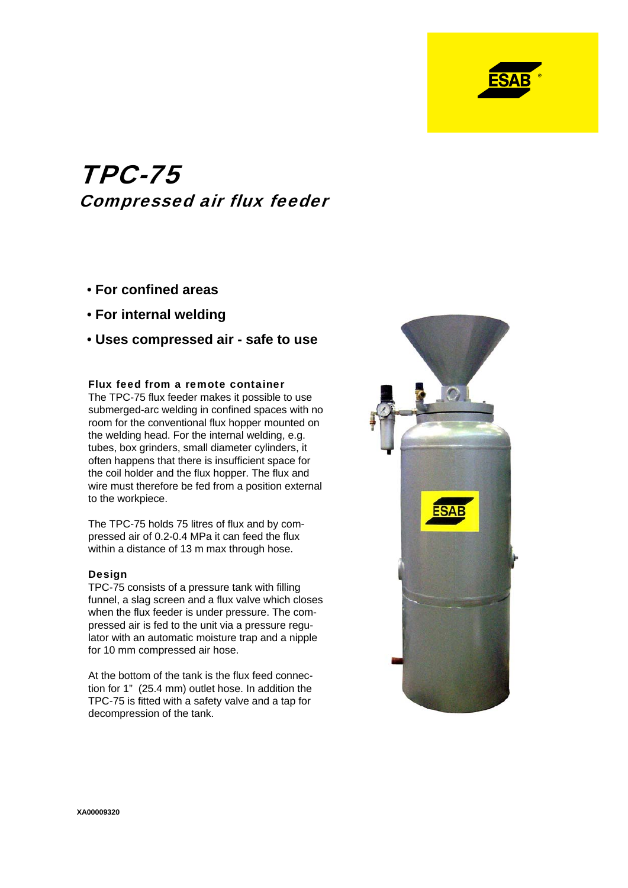# TPC-75

## Compressed air flux feeder

- **For confined areas**
- **For internal welding**
- **Uses compressed air - safe to use**

### Flux feed from a remote container

The TPC-75 flux feeder makes it possible to use submerged-arc welding in confined spaces with no room for the conventional flux hopper mounted on the welding head. For the internal welding, e.g. tubes, box grinders, small diameter cylinders, it often happens that there is insufficient space for the coil holder and the flux hopper. The flux and wire must therefore be fed from a position external to the workpiece.

The TPC-75 holds 75 litres of flux and by compressed air of 0.2-0.4 MPa it can feed the flux within a distance of 13 m max through hose.

### Design

TPC-75 consists of a pressure tank with filling funnel, a slag screen and a flux valve which closes when the flux feeder is under pressure. The compressed air is fed to the unit via a pressure regulator with an automatic moisture trap and a nipple for 10 mm compressed air hose.

At the bottom of the tank is the flux feed connection for 1" (25.4 mm) outlet hose. In addition the TPC-75 is fitted with a safety valve and a tap for decompression of the tank.

XA00009320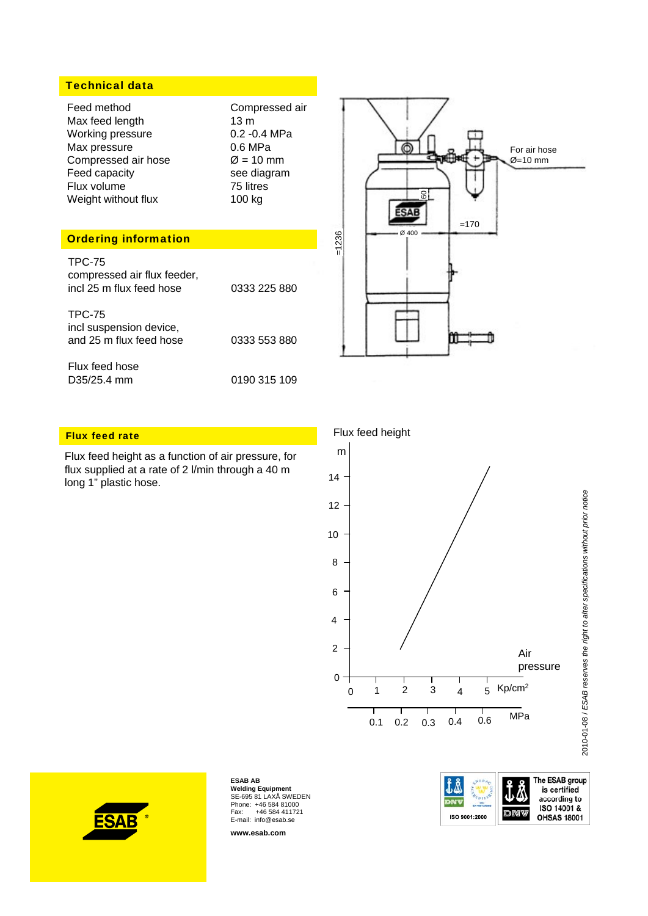## Technical data

| | |
|---|---|
| Feed method | Compressed air |
| Max feed length | 13 m |
| Working pressure | 0.2 -0.4 MPa |
| Max pressure | 0.6 MPa |
| Compressed air hose | Ø = 10 mm |
| Feed capacity | see diagram |
| Flux volume | 75 litres |
| Weight without flux | 100 kg |

For air hose
Ø=10 mm

=170

60

Ø 400

=1236

ESAB

## Ordering information

| | |
|---|---|
| TPC-75<br>compressed air flux feeder,<br>incl 25 m flux feed hose | 0333 225 880 |
| TPC-75<br>incl suspension device,<br>and 25 m flux feed hose | 0333 553 880 |
| Flux feed hose<br>D35/25.4 mm | 0190 315 109 |

## Flux feed rate

Flux feed height as a function of air pressure, for flux supplied at a rate of 2 l/min through a 40 m long 1" plastic hose.

Flux feed height

m

14
12
10
8
6
4
2
0

Air pressure

0 1 2 3 4 5 Kp/cm²

0.1 0.2 0.3 0.4 0.6 MPa

*2010-01-08 / ESAB reserves the right to alter specifications without prior notice*

**ESAB AB**
**Welding Equipment**
SE-695 81 LAXÅ SWEDEN
Phone: +46 584 81000
Fax: +46 584 411721
E-mail: info@esab.se

**www.esab.com**

ISO 9001:2000

The ESAB group is certified according to ISO 14001 & OHSAS 18001